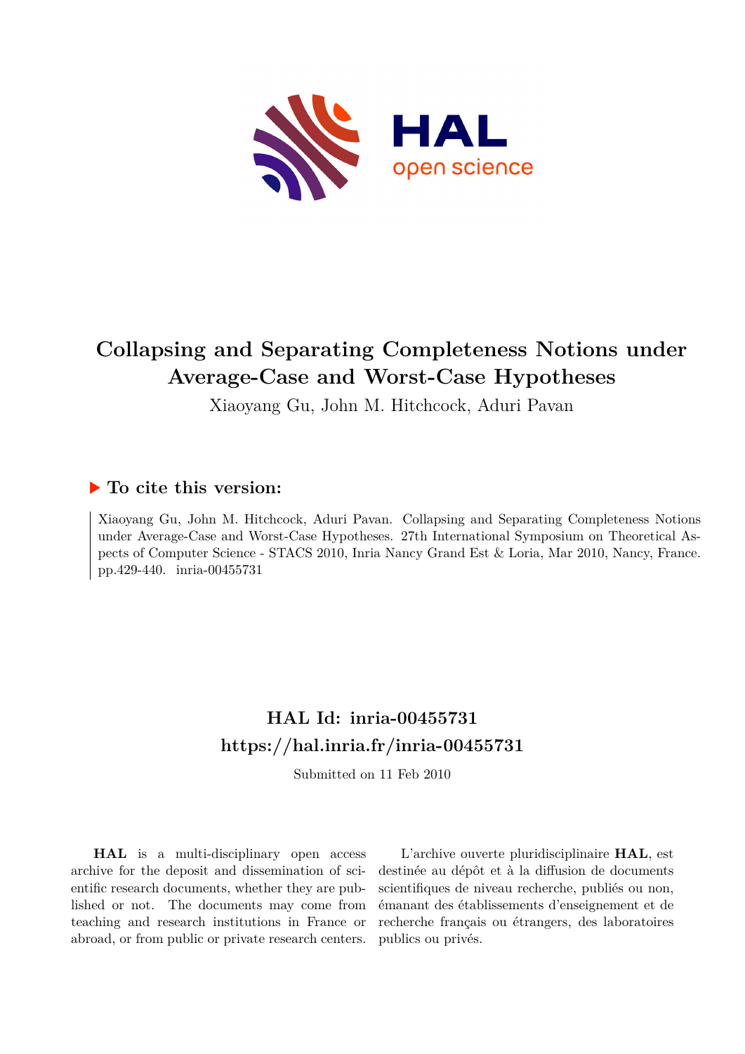# Collapsing and Separating Completeness Notions under Average-Case and Worst-Case Hypotheses

Xiaoyang Gu, John M. Hitchcock, Aduri Pavan

## ▶ To cite this version:

Xiaoyang Gu, John M. Hitchcock, Aduri Pavan. Collapsing and Separating Completeness Notions under Average-Case and Worst-Case Hypotheses. 27th International Symposium on Theoretical Aspects of Computer Science - STACS 2010, Inria Nancy Grand Est & Loria, Mar 2010, Nancy, France. pp.429-440. inria-00455731

## HAL Id: inria-00455731

## https://hal.inria.fr/inria-00455731

Submitted on 11 Feb 2010

**HAL** is a multi-disciplinary open access archive for the deposit and dissemination of scientific research documents, whether they are published or not. The documents may come from teaching and research institutions in France or abroad, or from public or private research centers.

L'archive ouverte pluridisciplinaire **HAL**, est destinée au dépôt et à la diffusion de documents scientifiques de niveau recherche, publiés ou non, émanant des établissements d'enseignement et de recherche français ou étrangers, des laboratoires publics ou privés.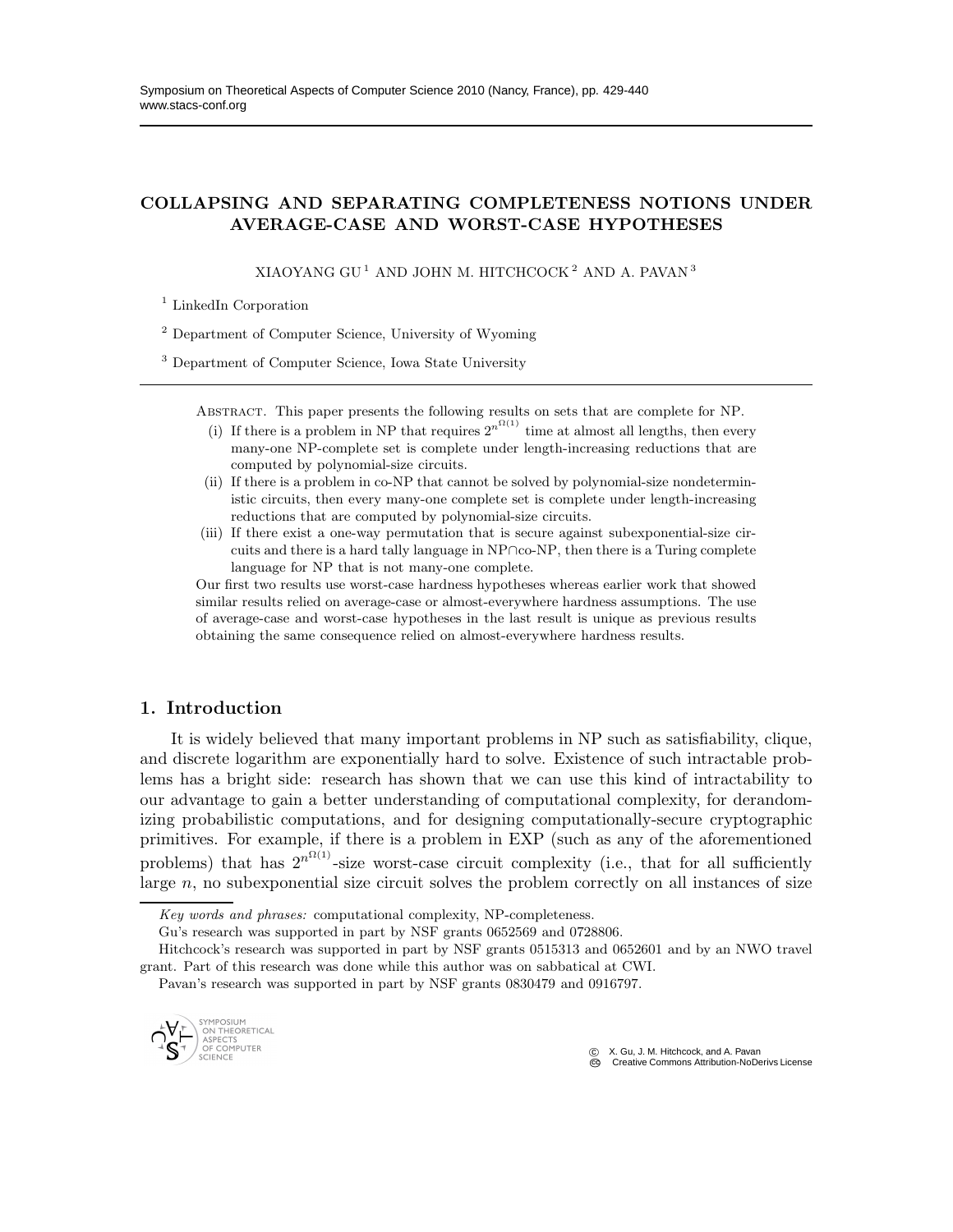Symposium on Theoretical Aspects of Computer Science 2010 (Nancy, France), pp. 429-440
www.stacs-conf.org

# COLLAPSING AND SEPARATING COMPLETENESS NOTIONS UNDER AVERAGE-CASE AND WORST-CASE HYPOTHESES

XIAOYANG GU [1] AND JOHN M. HITCHCOCK [2] AND A. PAVAN [3]

[1] LinkedIn Corporation

[2] Department of Computer Science, University of Wyoming

[3] Department of Computer Science, Iowa State University

---

Abstract. This paper presents the following results on sets that are complete for NP.

(i) If there is a problem in NP that requires $2^{n^{\Omega(1)}}$ time at almost all lengths, then every many-one NP-complete set is complete under length-increasing reductions that are computed by polynomial-size circuits.

(ii) If there is a problem in co-NP that cannot be solved by polynomial-size nondeterministic circuits, then every many-one complete set is complete under length-increasing reductions that are computed by polynomial-size circuits.

(iii) If there exist a one-way permutation that is secure against subexponential-size circuits and there is a hard tally language in NP∩co-NP, then there is a Turing complete language for NP that is not many-one complete.

Our first two results use worst-case hardness hypotheses whereas earlier work that showed similar results relied on average-case or almost-everywhere hardness assumptions. The use of average-case and worst-case hypotheses in the last result is unique as previous results obtaining the same consequence relied on almost-everywhere hardness results.

## 1. Introduction

It is widely believed that many important problems in NP such as satisfiability, clique, and discrete logarithm are exponentially hard to solve. Existence of such intractable problems has a bright side: research has shown that we can use this kind of intractability to our advantage to gain a better understanding of computational complexity, for derandomizing probabilistic computations, and for designing computationally-secure cryptographic primitives. For example, if there is a problem in EXP (such as any of the aforementioned problems) that has $2^{n^{\Omega(1)}}$-size worst-case circuit complexity (i.e., that for all sufficiently large $n$, no subexponential size circuit solves the problem correctly on all instances of size

---

*Key words and phrases:* computational complexity, NP-completeness.

Gu's research was supported in part by NSF grants 0652569 and 0728806.

Hitchcock's research was supported in part by NSF grants 0515313 and 0652601 and by an NWO travel grant. Part of this research was done while this author was on sabbatical at CWI.

Pavan's research was supported in part by NSF grants 0830479 and 0916797.

© X. Gu, J. M. Hitchcock, and A. Pavan
Creative Commons Attribution-NoDerivs License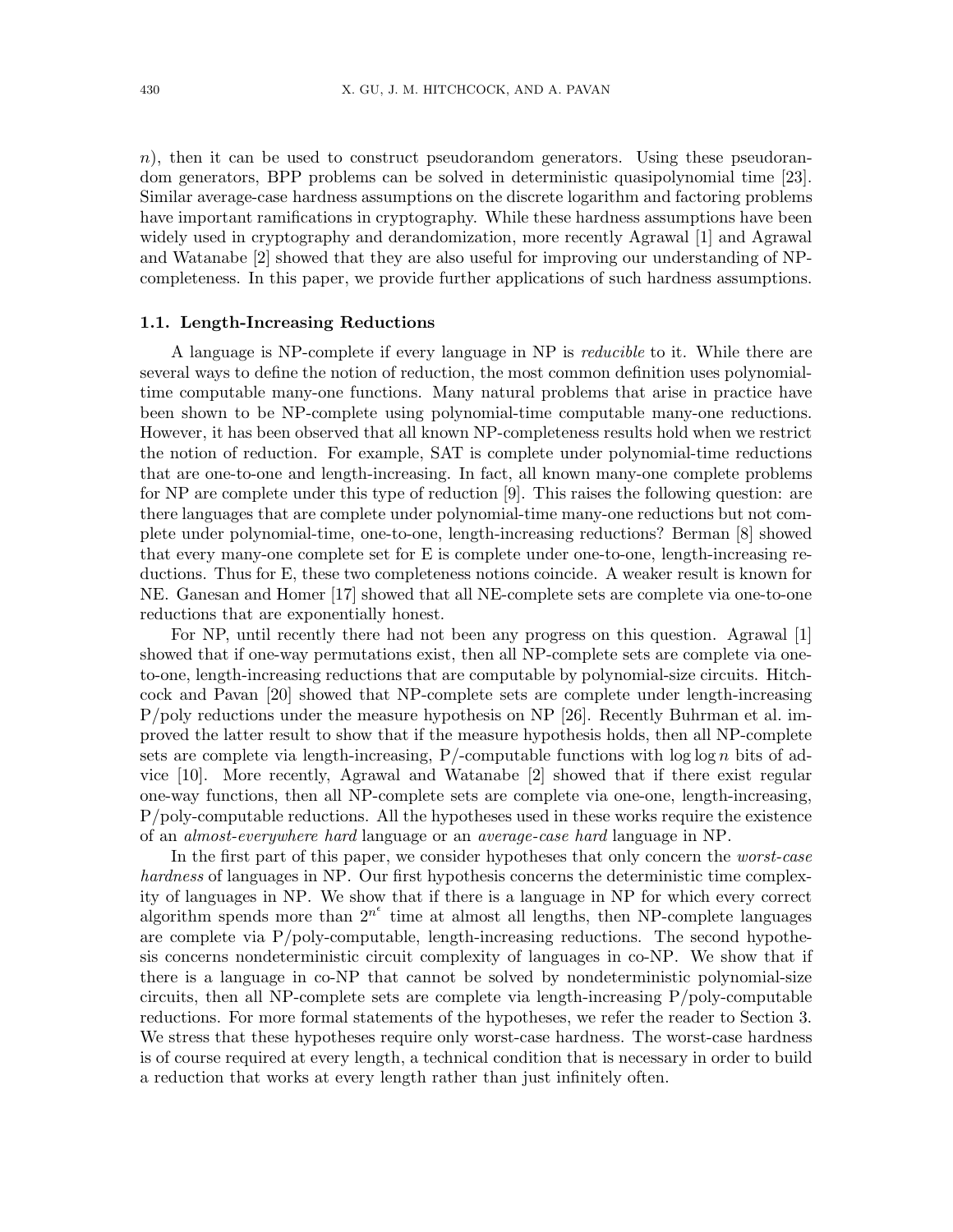$n$), then it can be used to construct pseudorandom generators. Using these pseudorandom generators, BPP problems can be solved in deterministic quasipolynomial time [23]. Similar average-case hardness assumptions on the discrete logarithm and factoring problems have important ramifications in cryptography. While these hardness assumptions have been widely used in cryptography and derandomization, more recently Agrawal [1] and Agrawal and Watanabe [2] showed that they are also useful for improving our understanding of NP-completeness. In this paper, we provide further applications of such hardness assumptions.

### 1.1. Length-Increasing Reductions

A language is NP-complete if every language in NP is *reducible* to it. While there are several ways to define the notion of reduction, the most common definition uses polynomial-time computable many-one functions. Many natural problems that arise in practice have been shown to be NP-complete using polynomial-time computable many-one reductions. However, it has been observed that all known NP-completeness results hold when we restrict the notion of reduction. For example, SAT is complete under polynomial-time reductions that are one-to-one and length-increasing. In fact, all known many-one complete problems for NP are complete under this type of reduction [9]. This raises the following question: are there languages that are complete under polynomial-time many-one reductions but not complete under polynomial-time, one-to-one, length-increasing reductions? Berman [8] showed that every many-one complete set for E is complete under one-to-one, length-increasing reductions. Thus for E, these two completeness notions coincide. A weaker result is known for NE. Ganesan and Homer [17] showed that all NE-complete sets are complete via one-to-one reductions that are exponentially honest.

For NP, until recently there had not been any progress on this question. Agrawal [1] showed that if one-way permutations exist, then all NP-complete sets are complete via one-to-one, length-increasing reductions that are computable by polynomial-size circuits. Hitchcock and Pavan [20] showed that NP-complete sets are complete under length-increasing P/poly reductions under the measure hypothesis on NP [26]. Recently Buhrman et al. improved the latter result to show that if the measure hypothesis holds, then all NP-complete sets are complete via length-increasing, P/-computable functions with $\log \log n$ bits of advice [10]. More recently, Agrawal and Watanabe [2] showed that if there exist regular one-way functions, then all NP-complete sets are complete via one-one, length-increasing, P/poly-computable reductions. All the hypotheses used in these works require the existence of an *almost-everywhere hard* language or an *average-case hard* language in NP.

In the first part of this paper, we consider hypotheses that only concern the *worst-case hardness* of languages in NP. Our first hypothesis concerns the deterministic time complexity of languages in NP. We show that if there is a language in NP for which every correct algorithm spends more than $2^{n^\epsilon}$ time at almost all lengths, then NP-complete languages are complete via P/poly-computable, length-increasing reductions. The second hypothesis concerns nondeterministic circuit complexity of languages in co-NP. We show that if there is a language in co-NP that cannot be solved by nondeterministic polynomial-size circuits, then all NP-complete sets are complete via length-increasing P/poly-computable reductions. For more formal statements of the hypotheses, we refer the reader to Section 3. We stress that these hypotheses require only worst-case hardness. The worst-case hardness is of course required at every length, a technical condition that is necessary in order to build a reduction that works at every length rather than just infinitely often.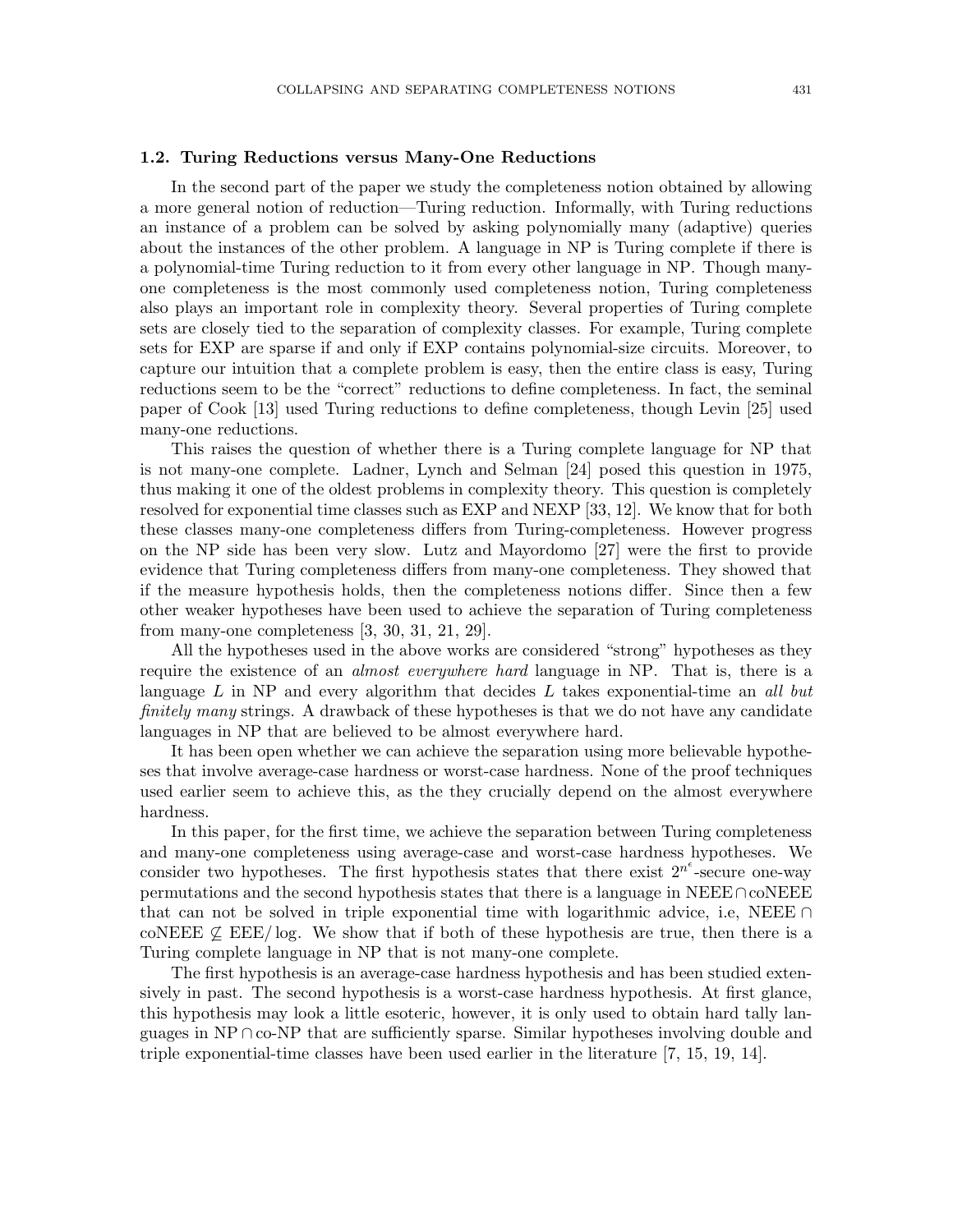### 1.2. Turing Reductions versus Many-One Reductions

In the second part of the paper we study the completeness notion obtained by allowing a more general notion of reduction—Turing reduction. Informally, with Turing reductions an instance of a problem can be solved by asking polynomially many (adaptive) queries about the instances of the other problem. A language in NP is Turing complete if there is a polynomial-time Turing reduction to it from every other language in NP. Though many-one completeness is the most commonly used completeness notion, Turing completeness also plays an important role in complexity theory. Several properties of Turing complete sets are closely tied to the separation of complexity classes. For example, Turing complete sets for EXP are sparse if and only if EXP contains polynomial-size circuits. Moreover, to capture our intuition that a complete problem is easy, then the entire class is easy, Turing reductions seem to be the "correct" reductions to define completeness. In fact, the seminal paper of Cook [13] used Turing reductions to define completeness, though Levin [25] used many-one reductions.

This raises the question of whether there is a Turing complete language for NP that is not many-one complete. Ladner, Lynch and Selman [24] posed this question in 1975, thus making it one of the oldest problems in complexity theory. This question is completely resolved for exponential time classes such as EXP and NEXP [33, 12]. We know that for both these classes many-one completeness differs from Turing-completeness. However progress on the NP side has been very slow. Lutz and Mayordomo [27] were the first to provide evidence that Turing completeness differs from many-one completeness. They showed that if the measure hypothesis holds, then the completeness notions differ. Since then a few other weaker hypotheses have been used to achieve the separation of Turing completeness from many-one completeness [3, 30, 31, 21, 29].

All the hypotheses used in the above works are considered "strong" hypotheses as they require the existence of an *almost everywhere hard* language in NP. That is, there is a language $L$ in NP and every algorithm that decides $L$ takes exponential-time an *all but finitely many* strings. A drawback of these hypotheses is that we do not have any candidate languages in NP that are believed to be almost everywhere hard.

It has been open whether we can achieve the separation using more believable hypotheses that involve average-case hardness or worst-case hardness. None of the proof techniques used earlier seem to achieve this, as the they crucially depend on the almost everywhere hardness.

In this paper, for the first time, we achieve the separation between Turing completeness and many-one completeness using average-case and worst-case hardness hypotheses. We consider two hypotheses. The first hypothesis states that there exist $2^{n^\epsilon}$-secure one-way permutations and the second hypothesis states that there is a language in NEEE$\cap$coNEEE that can not be solved in triple exponential time with logarithmic advice, i.e, NEEE $\cap$ coNEEE $\not\subseteq$ EEE/log. We show that if both of these hypothesis are true, then there is a Turing complete language in NP that is not many-one complete.

The first hypothesis is an average-case hardness hypothesis and has been studied extensively in past. The second hypothesis is a worst-case hardness hypothesis. At first glance, this hypothesis may look a little esoteric, however, it is only used to obtain hard tally languages in NP$\cap$co-NP that are sufficiently sparse. Similar hypotheses involving double and triple exponential-time classes have been used earlier in the literature [7, 15, 19, 14].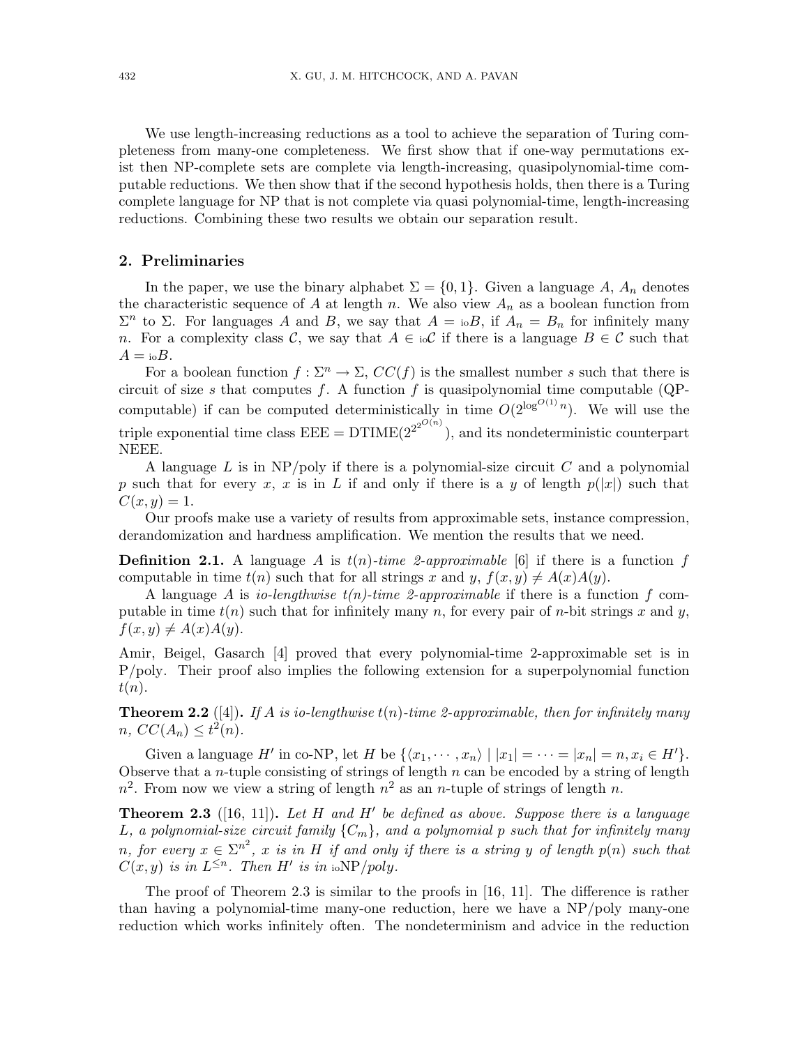We use length-increasing reductions as a tool to achieve the separation of Turing completeness from many-one completeness. We first show that if one-way permutations exist then NP-complete sets are complete via length-increasing, quasipolynomial-time computable reductions. We then show that if the second hypothesis holds, then there is a Turing complete language for NP that is not complete via quasi polynomial-time, length-increasing reductions. Combining these two results we obtain our separation result.

## 2. Preliminaries

In the paper, we use the binary alphabet $\Sigma = \{0, 1\}$. Given a language $A$, $A_n$ denotes the characteristic sequence of $A$ at length $n$. We also view $A_n$ as a boolean function from $\Sigma^n$ to $\Sigma$. For languages $A$ and $B$, we say that $A =_{\text{io}} B$, if $A_n = B_n$ for infinitely many $n$. For a complexity class $\mathcal{C}$, we say that $A \in {}_{\text{io}}\mathcal{C}$ if there is a language $B \in \mathcal{C}$ such that $A =_{\text{io}} B$.

For a boolean function $f : \Sigma^n \to \Sigma$, $CC(f)$ is the smallest number $s$ such that there is circuit of size $s$ that computes $f$. A function $f$ is quasipolynomial time computable (QP-computable) if can be computed deterministically in time $O(2^{\log^{O(1)} n})$. We will use the triple exponential time class $\text{EEE} = \text{DTIME}(2^{2^{2^{O(n)}}})$, and its nondeterministic counterpart NEEE.

A language $L$ is in NP/poly if there is a polynomial-size circuit $C$ and a polynomial $p$ such that for every $x$, $x$ is in $L$ if and only if there is a $y$ of length $p(|x|)$ such that $C(x, y) = 1$.

Our proofs make use a variety of results from approximable sets, instance compression, derandomization and hardness amplification. We mention the results that we need.

**Definition 2.1.** A language $A$ is *$t(n)$-time 2-approximable* [6] if there is a function $f$ computable in time $t(n)$ such that for all strings $x$ and $y$, $f(x, y) \neq A(x)A(y)$.

A language $A$ is *io-lengthwise $t(n)$-time 2-approximable* if there is a function $f$ computable in time $t(n)$ such that for infinitely many $n$, for every pair of $n$-bit strings $x$ and $y$, $f(x, y) \neq A(x)A(y)$.

Amir, Beigel, Gasarch [4] proved that every polynomial-time 2-approximable set is in P/poly. Their proof also implies the following extension for a superpolynomial function $t(n)$.

**Theorem 2.2** ([4])**.** *If $A$ is io-lengthwise $t(n)$-time 2-approximable, then for infinitely many $n$, $CC(A_n) \leq t^2(n)$.*

Given a language $H'$ in co-NP, let $H$ be $\{\langle x_1, \cdots, x_n\rangle \mid |x_1| = \cdots = |x_n| = n, x_i \in H'\}$. Observe that a $n$-tuple consisting of strings of length $n$ can be encoded by a string of length $n^2$. From now we view a string of length $n^2$ as an $n$-tuple of strings of length $n$.

**Theorem 2.3** ([16, 11])**.** *Let $H$ and $H'$ be defined as above. Suppose there is a language $L$, a polynomial-size circuit family $\{C_m\}$, and a polynomial $p$ such that for infinitely many $n$, for every $x \in \Sigma^{n^2}$, $x$ is in $H$ if and only if there is a string $y$ of length $p(n)$ such that $C(x, y)$ is in $L^{\leq n}$. Then $H'$ is in ${}_{\text{io}}$NP/poly.*

The proof of Theorem 2.3 is similar to the proofs in [16, 11]. The difference is rather than having a polynomial-time many-one reduction, here we have a NP/poly many-one reduction which works infinitely often. The nondeterminism and advice in the reduction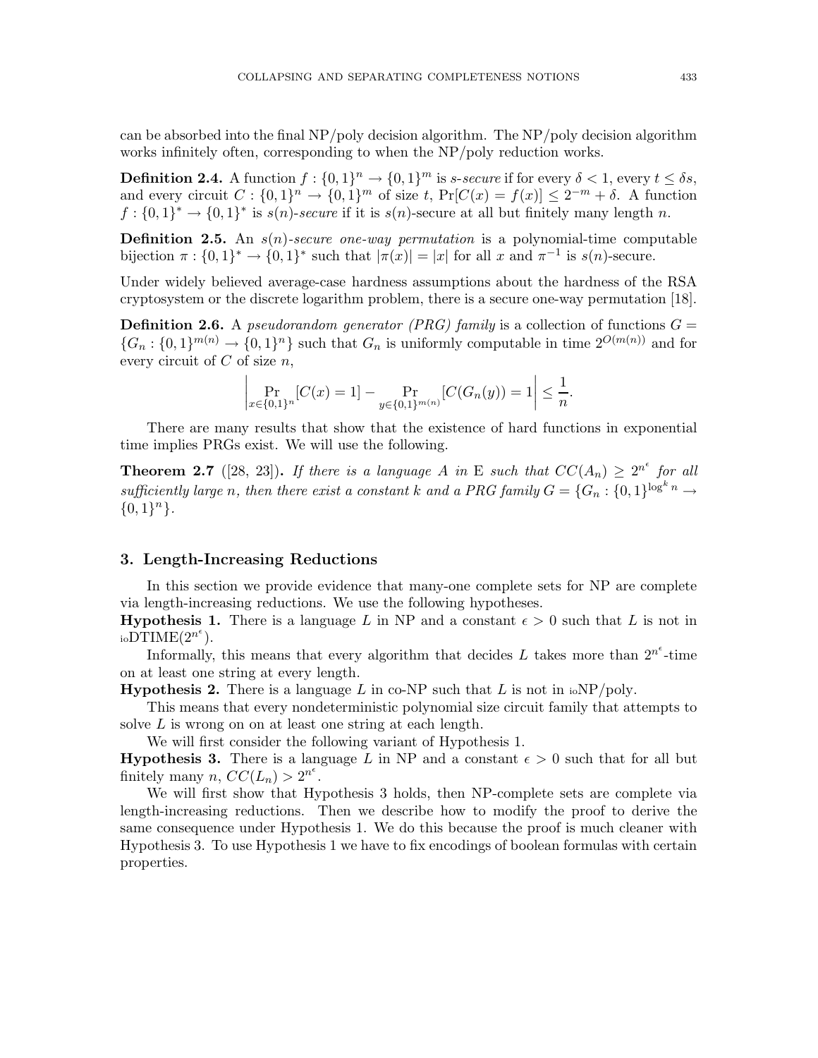can be absorbed into the final NP/poly decision algorithm. The NP/poly decision algorithm works infinitely often, corresponding to when the NP/poly reduction works.

**Definition 2.4.** A function $f : \{0,1\}^n \to \{0,1\}^m$ is *s-secure* if for every $\delta < 1$, every $t \leq \delta s$, and every circuit $C : \{0,1\}^n \to \{0,1\}^m$ of size $t$, $\Pr[C(x) = f(x)] \leq 2^{-m} + \delta$. A function $f : \{0,1\}^* \to \{0,1\}^*$ is *$s(n)$-secure* if it is $s(n)$-secure at all but finitely many length $n$.

**Definition 2.5.** An *$s(n)$-secure one-way permutation* is a polynomial-time computable bijection $\pi : \{0,1\}^* \to \{0,1\}^*$ such that $|\pi(x)| = |x|$ for all $x$ and $\pi^{-1}$ is $s(n)$-secure.

Under widely believed average-case hardness assumptions about the hardness of the RSA cryptosystem or the discrete logarithm problem, there is a secure one-way permutation [18].

**Definition 2.6.** A *pseudorandom generator (PRG) family* is a collection of functions $G = \{G_n : \{0,1\}^{m(n)} \to \{0,1\}^n\}$ such that $G_n$ is uniformly computable in time $2^{O(m(n))}$ and for every circuit of $C$ of size $n$,

$$\left| \Pr_{x \in \{0,1\}^n}[C(x) = 1] - \Pr_{y \in \{0,1\}^{m(n)}}[C(G_n(y)) = 1 \right| \leq \frac{1}{n}.$$

There are many results that show that the existence of hard functions in exponential time implies PRGs exist. We will use the following.

**Theorem 2.7** ([28, 23])**.** *If there is a language $A$ in* E *such that $CC(A_n) \geq 2^{n^\epsilon}$ for all sufficiently large $n$, then there exist a constant $k$ and a PRG family $G = \{G_n : \{0,1\}^{\log^k n} \to \{0,1\}^n\}$.*

## 3. Length-Increasing Reductions

In this section we provide evidence that many-one complete sets for NP are complete via length-increasing reductions. We use the following hypotheses.

**Hypothesis 1.** There is a language $L$ in NP and a constant $\epsilon > 0$ such that $L$ is not in $_{\text{io}}\text{DTIME}(2^{n^\epsilon})$.

Informally, this means that every algorithm that decides $L$ takes more than $2^{n^\epsilon}$-time on at least one string at every length.

**Hypothesis 2.** There is a language $L$ in co-NP such that $L$ is not in $_{\text{io}}$NP/poly.

This means that every nondeterministic polynomial size circuit family that attempts to solve $L$ is wrong on on at least one string at each length.

We will first consider the following variant of Hypothesis 1.

**Hypothesis 3.** There is a language $L$ in NP and a constant $\epsilon > 0$ such that for all but finitely many $n$, $CC(L_n) > 2^{n^\epsilon}$.

We will first show that Hypothesis 3 holds, then NP-complete sets are complete via length-increasing reductions. Then we describe how to modify the proof to derive the same consequence under Hypothesis 1. We do this because the proof is much cleaner with Hypothesis 3. To use Hypothesis 1 we have to fix encodings of boolean formulas with certain properties.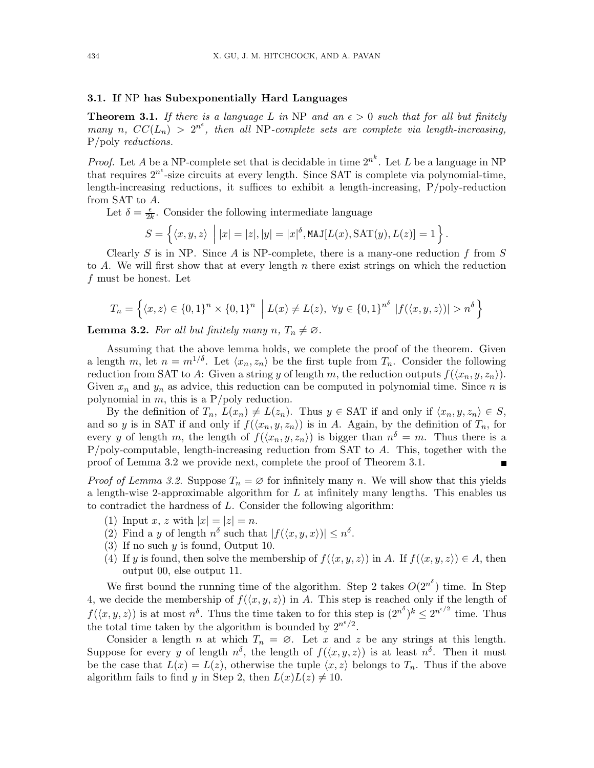### 3.1. If NP has Subexponentially Hard Languages

**Theorem 3.1.** *If there is a language $L$ in* NP *and an $\epsilon > 0$ such that for all but finitely many $n$, $CC(L_n) > 2^{n^\epsilon}$, then all* NP*-complete sets are complete via length-increasing,* P/poly *reductions.*

*Proof.* Let $A$ be a NP-complete set that is decidable in time $2^{n^k}$. Let $L$ be a language in NP that requires $2^{n^\epsilon}$-size circuits at every length. Since SAT is complete via polynomial-time, length-increasing reductions, it suffices to exhibit a length-increasing, P/poly-reduction from SAT to $A$.

Let $\delta = \frac{\epsilon}{2k}$. Consider the following intermediate language

$$S = \left\{ \langle x, y, z \rangle \;\middle|\; |x| = |z|, |y| = |x|^\delta, \mathtt{MAJ}[L(x), \mathrm{SAT}(y), L(z)] = 1 \right\}.$$

Clearly $S$ is in NP. Since $A$ is NP-complete, there is a many-one reduction $f$ from $S$ to $A$. We will first show that at every length $n$ there exist strings on which the reduction $f$ must be honest. Let

$$T_n = \left\{ \langle x, z \rangle \in \{0,1\}^n \times \{0,1\}^n \;\middle|\; L(x) \neq L(z),\ \forall y \in \{0,1\}^{n^\delta}\ |f(\langle x, y, z \rangle)| > n^\delta \right\}$$

**Lemma 3.2.** *For all but finitely many $n$, $T_n \neq \varnothing$.*

Assuming that the above lemma holds, we complete the proof of the theorem. Given a length $m$, let $n = m^{1/\delta}$. Let $\langle x_n, z_n \rangle$ be the first tuple from $T_n$. Consider the following reduction from SAT to $A$: Given a string $y$ of length $m$, the reduction outputs $f(\langle x_n, y, z_n \rangle)$. Given $x_n$ and $y_n$ as advice, this reduction can be computed in polynomial time. Since $n$ is polynomial in $m$, this is a P/poly reduction.

By the definition of $T_n$, $L(x_n) \neq L(z_n)$. Thus $y \in \mathrm{SAT}$ if and only if $\langle x_n, y, z_n \rangle \in S$, and so $y$ is in SAT if and only if $f(\langle x_n, y, z_n \rangle)$ is in $A$. Again, by the definition of $T_n$, for every $y$ of length $m$, the length of $f(\langle x_n, y, z_n \rangle)$ is bigger than $n^\delta = m$. Thus there is a P/poly-computable, length-increasing reduction from SAT to $A$. This, together with the proof of Lemma 3.2 we provide next, complete the proof of Theorem 3.1. ∎

*Proof of Lemma 3.2.* Suppose $T_n = \varnothing$ for infinitely many $n$. We will show that this yields a length-wise 2-approximable algorithm for $L$ at infinitely many lengths. This enables us to contradict the hardness of $L$. Consider the following algorithm:

1. Input $x$, $z$ with $|x| = |z| = n$.
2. Find a $y$ of length $n^\delta$ such that $|f(\langle x, y, x \rangle)| \leq n^\delta$.
3. If no such $y$ is found, Output 10.
4. If $y$ is found, then solve the membership of $f(\langle x, y, z \rangle)$ in $A$. If $f(\langle x, y, z \rangle) \in A$, then output 00, else output 11.

We first bound the running time of the algorithm. Step 2 takes $O(2^{n^\delta})$ time. In Step 4, we decide the membership of $f(\langle x, y, z \rangle)$ in $A$. This step is reached only if the length of $f(\langle x, y, z \rangle)$ is at most $n^\delta$. Thus the time taken to for this step is $(2^{n^\delta})^k \leq 2^{n^\epsilon/2}$ time. Thus the total time taken by the algorithm is bounded by $2^{n^\epsilon/2}$.

Consider a length $n$ at which $T_n = \varnothing$. Let $x$ and $z$ be any strings at this length. Suppose for every $y$ of length $n^\delta$, the length of $f(\langle x, y, z \rangle)$ is at least $n^\delta$. Then it must be the case that $L(x) = L(z)$, otherwise the tuple $\langle x, z \rangle$ belongs to $T_n$. Thus if the above algorithm fails to find $y$ in Step 2, then $L(x)L(z) \neq 10$.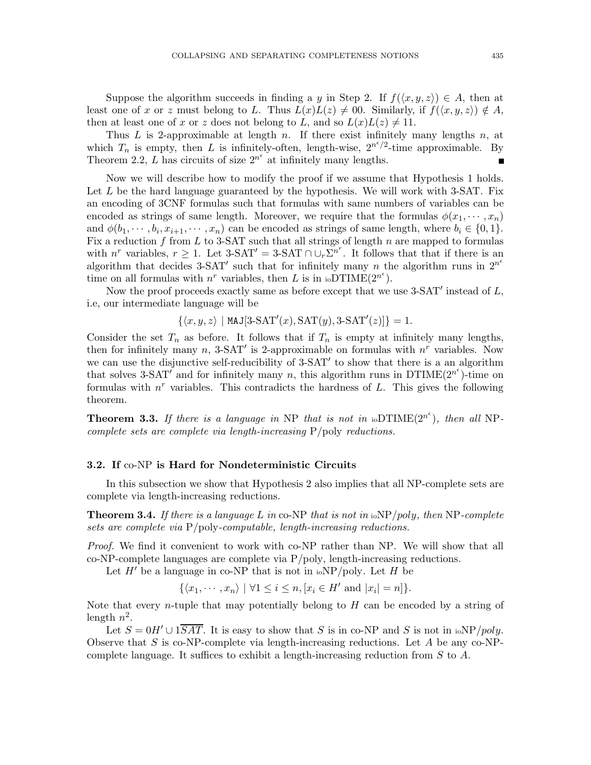Suppose the algorithm succeeds in finding a $y$ in Step 2. If $f(\langle x, y, z\rangle) \in A$, then at least one of $x$ or $z$ must belong to $L$. Thus $L(x)L(z) \neq 00$. Similarly, if $f(\langle x, y, z\rangle) \notin A$, then at least one of $x$ or $z$ does not belong to $L$, and so $L(x)L(z) \neq 11$.

Thus $L$ is 2-approximable at length $n$. If there exist infinitely many lengths $n$, at which $T_n$ is empty, then $L$ is infinitely-often, length-wise, $2^{n^{\epsilon}/2}$-time approximable. By Theorem 2.2, $L$ has circuits of size $2^{n^{\epsilon}}$ at infinitely many lengths. ∎

Now we will describe how to modify the proof if we assume that Hypothesis 1 holds. Let $L$ be the hard language guaranteed by the hypothesis. We will work with 3-SAT. Fix an encoding of 3CNF formulas such that formulas with same numbers of variables can be encoded as strings of same length. Moreover, we require that the formulas $\phi(x_1, \cdots, x_n)$ and $\phi(b_1, \cdots, b_i, x_{i+1}, \cdots, x_n)$ can be encoded as strings of same length, where $b_i \in \{0, 1\}$. Fix a reduction $f$ from $L$ to 3-SAT such that all strings of length $n$ are mapped to formulas with $n^r$ variables, $r \geq 1$. Let $\text{3-SAT}' = \text{3-SAT} \cap \cup_r \Sigma^{n^r}$. It follows that that if there is an algorithm that decides 3-SAT$'$ such that for infinitely many $n$ the algorithm runs in $2^{n^{\epsilon}}$ time on all formulas with $n^r$ variables, then $L$ is in ${}_{\text{io}}\text{DTIME}(2^{n^{\epsilon}})$.

Now the proof proceeds exactly same as before except that we use 3-SAT$'$ instead of $L$, i.e, our intermediate language will be

$$\{\langle x, y, z\rangle \mid \texttt{MAJ}[\text{3-SAT}'(x), \text{SAT}(y), \text{3-SAT}'(z)]\} = 1.$$

Consider the set $T_n$ as before. It follows that if $T_n$ is empty at infinitely many lengths, then for infinitely many $n$, 3-SAT$'$ is 2-approximable on formulas with $n^r$ variables. Now we can use the disjunctive self-reducibility of 3-SAT$'$ to show that there is a an algorithm that solves 3-SAT$'$ and for infinitely many $n$, this algorithm runs in $\text{DTIME}(2^{n^{\epsilon}})$-time on formulas with $n^r$ variables. This contradicts the hardness of $L$. This gives the following theorem.

**Theorem 3.3.** *If there is a language in* NP *that is not in* ${}_{\text{io}}\text{DTIME}(2^{n^{\epsilon}})$*, then all* NP*-complete sets are complete via length-increasing* P/poly *reductions.*

### 3.2. If co-NP is Hard for Nondeterministic Circuits

In this subsection we show that Hypothesis 2 also implies that all NP-complete sets are complete via length-increasing reductions.

**Theorem 3.4.** *If there is a language $L$ in* co-NP *that is not in* ${}_{\text{io}}\text{NP}/poly$*, then* NP*-complete sets are complete via* P/poly*-computable, length-increasing reductions.*

*Proof.* We find it convenient to work with co-NP rather than NP. We will show that all co-NP-complete languages are complete via P/poly, length-increasing reductions.

Let $H'$ be a language in co-NP that is not in ${}_{\text{io}}\text{NP}/\text{poly}$. Let $H$ be

$$\{\langle x_1, \cdots, x_n\rangle \mid \forall 1 \leq i \leq n, [x_i \in H' \text{ and } |x_i| = n]\}.$$

Note that every $n$-tuple that may potentially belong to $H$ can be encoded by a string of length $n^2$.

Let $S = 0H' \cup 1\overline{SAT}$. It is easy to show that $S$ is in co-NP and $S$ is not in ${}_{\text{io}}\text{NP}/poly$. Observe that $S$ is co-NP-complete via length-increasing reductions. Let $A$ be any co-NP-complete language. It suffices to exhibit a length-increasing reduction from $S$ to $A$.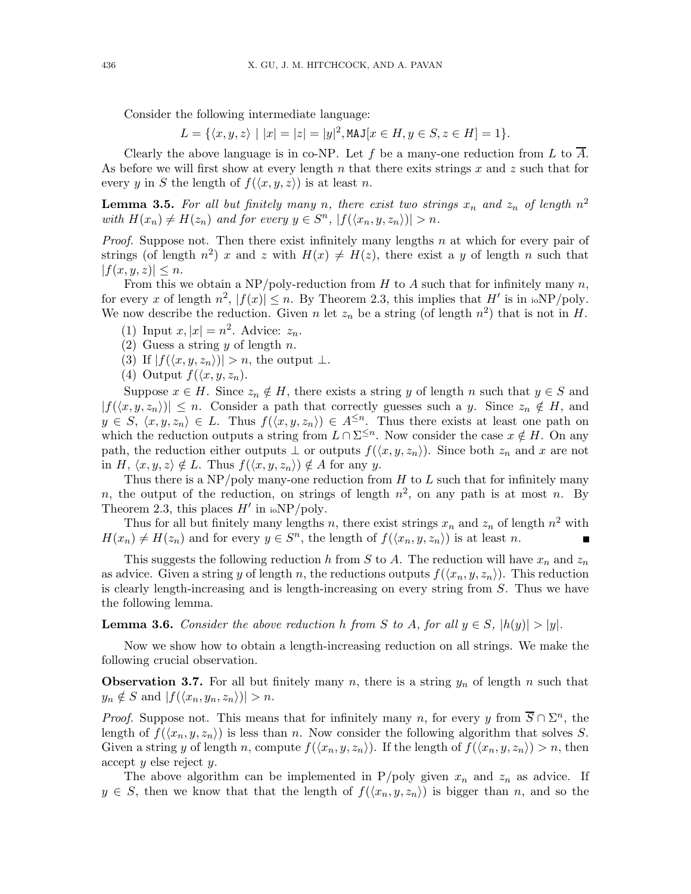Consider the following intermediate language:

$$L = \{\langle x, y, z\rangle \mid |x| = |z| = |y|^2, \texttt{MAJ}[x \in H, y \in S, z \in H] = 1\}.$$

Clearly the above language is in co-NP. Let $f$ be a many-one reduction from $L$ to $\overline{A}$. As before we will first show at every length $n$ that there exits strings $x$ and $z$ such that for every $y$ in $S$ the length of $f(\langle x, y, z\rangle)$ is at least $n$.

**Lemma 3.5.** *For all but finitely many $n$, there exist two strings $x_n$ and $z_n$ of length $n^2$ with $H(x_n) \neq H(z_n)$ and for every $y \in S^n$, $|f(\langle x_n, y, z_n\rangle)| > n$.*

*Proof.* Suppose not. Then there exist infinitely many lengths $n$ at which for every pair of strings (of length $n^2$) $x$ and $z$ with $H(x) \neq H(z)$, there exist a $y$ of length $n$ such that $|f(x, y, z)| \leq n$.

From this we obtain a NP/poly-reduction from $H$ to $A$ such that for infinitely many $n$, for every $x$ of length $n^2$, $|f(x)| \leq n$. By Theorem 2.3, this implies that $H'$ is in ${}_{\text{io}}$NP/poly. We now describe the reduction. Given $n$ let $z_n$ be a string (of length $n^2$) that is not in $H$.

(1) Input $x, |x| = n^2$. Advice: $z_n$.
(2) Guess a string $y$ of length $n$.
(3) If $|f(\langle x, y, z_n\rangle)| > n$, the output $\perp$.
(4) Output $f(\langle x, y, z_n\rangle)$.

Suppose $x \in H$. Since $z_n \notin H$, there exists a string $y$ of length $n$ such that $y \in S$ and $|f(\langle x, y, z_n\rangle)| \leq n$. Consider a path that correctly guesses such a $y$. Since $z_n \notin H$, and $y \in S$, $\langle x, y, z_n\rangle \in L$. Thus $f(\langle x, y, z_n\rangle) \in A^{\leq n}$. Thus there exists at least one path on which the reduction outputs a string from $L \cap \Sigma^{\leq n}$. Now consider the case $x \notin H$. On any path, the reduction either outputs $\perp$ or outputs $f(\langle x, y, z_n\rangle)$. Since both $z_n$ and $x$ are not in $H$, $\langle x, y, z\rangle \notin L$. Thus $f(\langle x, y, z_n\rangle) \notin A$ for any $y$.

Thus there is a NP/poly many-one reduction from $H$ to $L$ such that for infinitely many $n$, the output of the reduction, on strings of length $n^2$, on any path is at most $n$. By Theorem 2.3, this places $H'$ in ${}_{\text{io}}$NP/poly.

Thus for all but finitely many lengths $n$, there exist strings $x_n$ and $z_n$ of length $n^2$ with $H(x_n) \neq H(z_n)$ and for every $y \in S^n$, the length of $f(\langle x_n, y, z_n\rangle)$ is at least $n$. ∎

This suggests the following reduction $h$ from $S$ to $A$. The reduction will have $x_n$ and $z_n$ as advice. Given a string $y$ of length $n$, the reductions outputs $f(\langle x_n, y, z_n\rangle)$. This reduction is clearly length-increasing and is length-increasing on every string from $S$. Thus we have the following lemma.

**Lemma 3.6.** *Consider the above reduction $h$ from $S$ to $A$, for all $y \in S$, $|h(y)| > |y|$.*

Now we show how to obtain a length-increasing reduction on all strings. We make the following crucial observation.

**Observation 3.7.** For all but finitely many $n$, there is a string $y_n$ of length $n$ such that $y_n \notin S$ and $|f(\langle x_n, y_n, z_n\rangle)| > n$.

*Proof.* Suppose not. This means that for infinitely many $n$, for every $y$ from $\overline{S} \cap \Sigma^n$, the length of $f(\langle x_n, y, z_n\rangle)$ is less than $n$. Now consider the following algorithm that solves $S$. Given a string $y$ of length $n$, compute $f(\langle x_n, y, z_n\rangle)$. If the length of $f(\langle x_n, y, z_n\rangle) > n$, then accept $y$ else reject $y$.

The above algorithm can be implemented in P/poly given $x_n$ and $z_n$ as advice. If $y \in S$, then we know that that the length of $f(\langle x_n, y, z_n\rangle)$ is bigger than $n$, and so the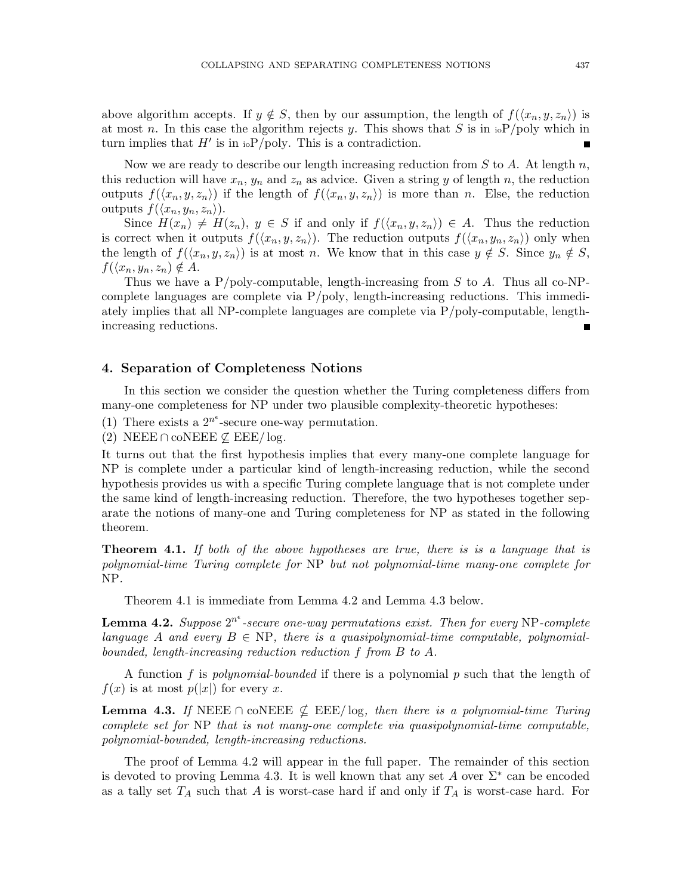above algorithm accepts. If $y \notin S$, then by our assumption, the length of $f(\langle x_n, y, z_n \rangle)$ is at most $n$. In this case the algorithm rejects $y$. This shows that $S$ is in ${}_{\text{io}}\text{P/poly}$ which in turn implies that $H'$ is in ${}_{\text{io}}\text{P/poly}$. This is a contradiction. ∎

Now we are ready to describe our length increasing reduction from $S$ to $A$. At length $n$, this reduction will have $x_n$, $y_n$ and $z_n$ as advice. Given a string $y$ of length $n$, the reduction outputs $f(\langle x_n, y, z_n \rangle)$ if the length of $f(\langle x_n, y, z_n \rangle)$ is more than $n$. Else, the reduction outputs $f(\langle x_n, y_n, z_n \rangle)$.

Since $H(x_n) \neq H(z_n)$, $y \in S$ if and only if $f(\langle x_n, y, z_n \rangle) \in A$. Thus the reduction is correct when it outputs $f(\langle x_n, y, z_n \rangle)$. The reduction outputs $f(\langle x_n, y_n, z_n \rangle)$ only when the length of $f(\langle x_n, y, z_n \rangle)$ is at most $n$. We know that in this case $y \notin S$. Since $y_n \notin S$, $f(\langle x_n, y_n, z_n \rangle) \notin A$.

Thus we have a P/poly-computable, length-increasing from $S$ to $A$. Thus all co-NP-complete languages are complete via P/poly, length-increasing reductions. This immediately implies that all NP-complete languages are complete via P/poly-computable, length-increasing reductions. ∎

## 4. Separation of Completeness Notions

In this section we consider the question whether the Turing completeness differs from many-one completeness for NP under two plausible complexity-theoretic hypotheses:

(1) There exists a $2^{n^\epsilon}$-secure one-way permutation.

(2) $\text{NEEE} \cap \text{coNEEE} \not\subseteq \text{EEE}/\log$.

It turns out that the first hypothesis implies that every many-one complete language for NP is complete under a particular kind of length-increasing reduction, while the second hypothesis provides us with a specific Turing complete language that is not complete under the same kind of length-increasing reduction. Therefore, the two hypotheses together separate the notions of many-one and Turing completeness for NP as stated in the following theorem.

**Theorem 4.1.** *If both of the above hypotheses are true, there is is a language that is polynomial-time Turing complete for* NP *but not polynomial-time many-one complete for* NP.

Theorem 4.1 is immediate from Lemma 4.2 and Lemma 4.3 below.

**Lemma 4.2.** *Suppose $2^{n^\epsilon}$-secure one-way permutations exist. Then for every* NP*-complete language $A$ and every $B \in$ NP, there is a quasipolynomial-time computable, polynomial-bounded, length-increasing reduction reduction $f$ from $B$ to $A$.*

A function $f$ is *polynomial-bounded* if there is a polynomial $p$ such that the length of $f(x)$ is at most $p(|x|)$ for every $x$.

**Lemma 4.3.** *If $\text{NEEE} \cap \text{coNEEE} \not\subseteq \text{EEE}/\log$, then there is a polynomial-time Turing complete set for* NP *that is not many-one complete via quasipolynomial-time computable, polynomial-bounded, length-increasing reductions.*

The proof of Lemma 4.2 will appear in the full paper. The remainder of this section is devoted to proving Lemma 4.3. It is well known that any set $A$ over $\Sigma^*$ can be encoded as a tally set $T_A$ such that $A$ is worst-case hard if and only if $T_A$ is worst-case hard. For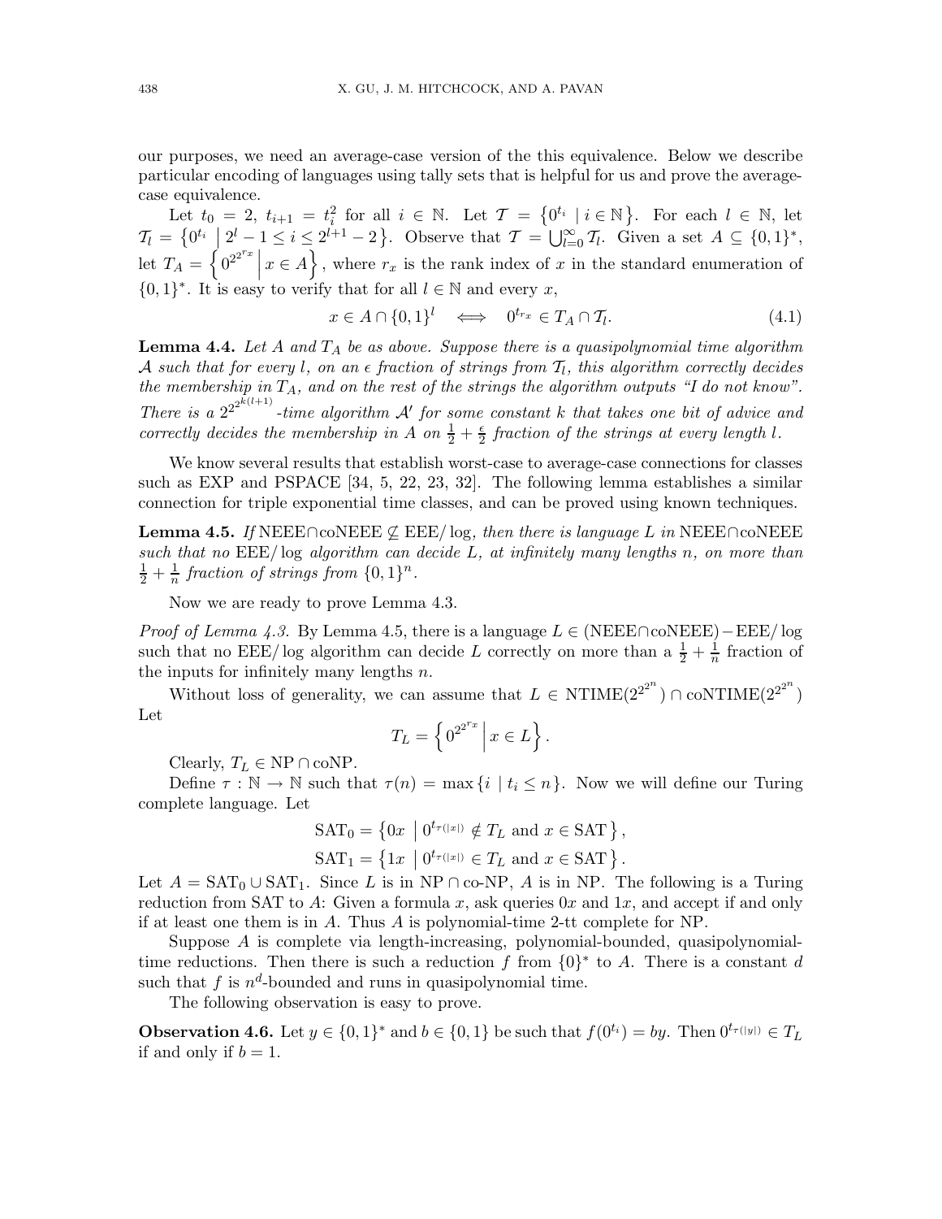our purposes, we need an average-case version of the this equivalence. Below we describe particular encoding of languages using tally sets that is helpful for us and prove the average-case equivalence.

Let $t_0 = 2$, $t_{i+1} = t_i^2$ for all $i \in \mathbb{N}$. Let $\mathcal{T} = \{0^{t_i} \mid i \in \mathbb{N}\}$. For each $l \in \mathbb{N}$, let $\mathcal{T}_l = \{0^{t_i} \mid 2^l - 1 \leq i \leq 2^{l+1} - 2\}$. Observe that $\mathcal{T} = \bigcup_{l=0}^{\infty} \mathcal{T}_l$. Given a set $A \subseteq \{0,1\}^*$, let $T_A = \left\{ 0^{2^{2^{r_x}}} \,\middle|\, x \in A \right\}$, where $r_x$ is the rank index of $x$ in the standard enumeration of $\{0,1\}^*$. It is easy to verify that for all $l \in \mathbb{N}$ and every $x$,

$$x \in A \cap \{0,1\}^l \iff 0^{t_{r_x}} \in T_A \cap \mathcal{T}_l. \tag{4.1}$$

**Lemma 4.4.** *Let $A$ and $T_A$ be as above. Suppose there is a quasipolynomial time algorithm $\mathcal{A}$ such that for every $l$, on an $\epsilon$ fraction of strings from $\mathcal{T}_l$, this algorithm correctly decides the membership in $T_A$, and on the rest of the strings the algorithm outputs "I do not know". There is a $2^{2^{2^{k(l+1)}}}$-time algorithm $\mathcal{A}'$ for some constant $k$ that takes one bit of advice and correctly decides the membership in $A$ on $\frac{1}{2} + \frac{\epsilon}{2}$ fraction of the strings at every length $l$.*

We know several results that establish worst-case to average-case connections for classes such as EXP and PSPACE [34, 5, 22, 23, 32]. The following lemma establishes a similar connection for triple exponential time classes, and can be proved using known techniques.

**Lemma 4.5.** *If NEEE$\cap$coNEEE $\not\subseteq$ EEE/log, then there is language $L$ in NEEE$\cap$coNEEE such that no EEE/log algorithm can decide $L$, at infinitely many lengths $n$, on more than $\frac{1}{2} + \frac{1}{n}$ fraction of strings from $\{0,1\}^n$.*

Now we are ready to prove Lemma 4.3.

*Proof of Lemma 4.3.* By Lemma 4.5, there is a language $L \in (\text{NEEE}\cap\text{coNEEE}) - \text{EEE/log}$ such that no EEE/log algorithm can decide $L$ correctly on more than a $\frac{1}{2} + \frac{1}{n}$ fraction of the inputs for infinitely many lengths $n$.

Without loss of generality, we can assume that $L \in \text{NTIME}(2^{2^{2^n}}) \cap \text{coNTIME}(2^{2^{2^n}})$ Let

$$T_L = \left\{ 0^{2^{2^{r_x}}} \,\middle|\, x \in L \right\}.$$

Clearly, $T_L \in \text{NP} \cap \text{coNP}$.

Define $\tau : \mathbb{N} \to \mathbb{N}$ such that $\tau(n) = \max\{i \mid t_i \leq n\}$. Now we will define our Turing complete language. Let

$$\text{SAT}_0 = \left\{ 0x \mid 0^{t_{\tau(|x|)}} \notin T_L \text{ and } x \in \text{SAT} \right\},$$
$$\text{SAT}_1 = \left\{ 1x \mid 0^{t_{\tau(|x|)}} \in T_L \text{ and } x \in \text{SAT} \right\}.$$

Let $A = \text{SAT}_0 \cup \text{SAT}_1$. Since $L$ is in NP $\cap$ co-NP, $A$ is in NP. The following is a Turing reduction from SAT to $A$: Given a formula $x$, ask queries $0x$ and $1x$, and accept if and only if at least one them is in $A$. Thus $A$ is polynomial-time 2-tt complete for NP.

Suppose $A$ is complete via length-increasing, polynomial-bounded, quasipolynomial-time reductions. Then there is such a reduction $f$ from $\{0\}^*$ to $A$. There is a constant $d$ such that $f$ is $n^d$-bounded and runs in quasipolynomial time.

The following observation is easy to prove.

**Observation 4.6.** Let $y \in \{0,1\}^*$ and $b \in \{0,1\}$ be such that $f(0^{t_i}) = by$. Then $0^{t_{\tau(|y|)}} \in T_L$ if and only if $b = 1$.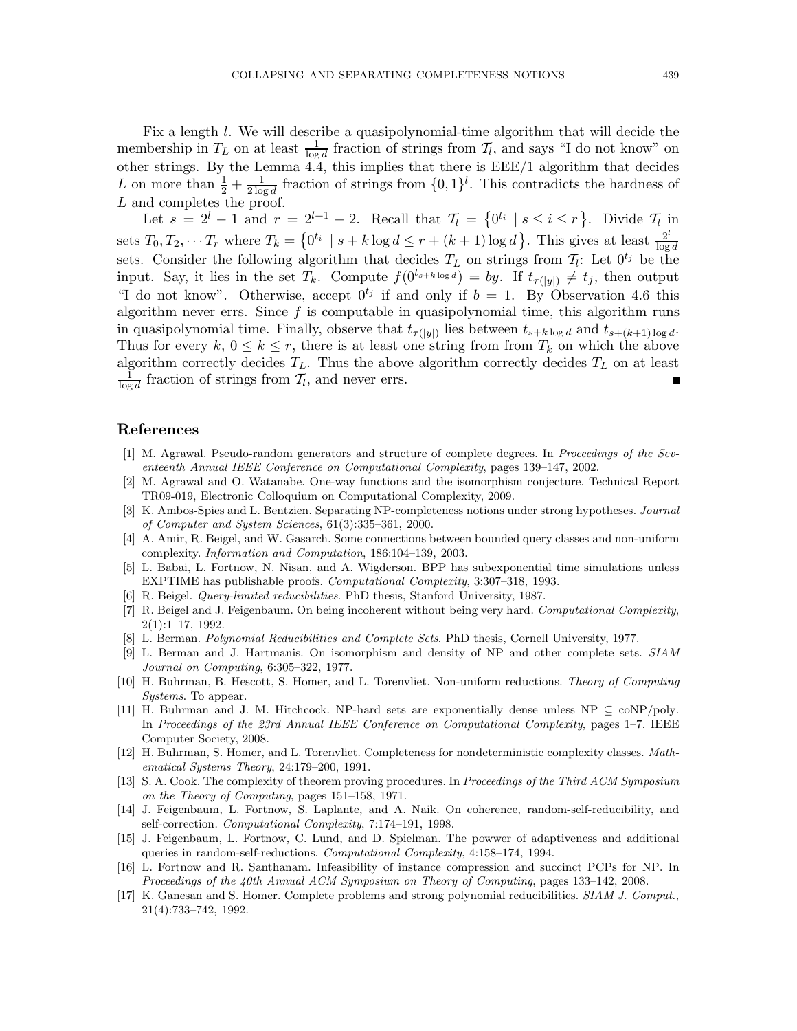Fix a length $l$. We will describe a quasipolynomial-time algorithm that will decide the membership in $T_L$ on at least $\frac{1}{\log d}$ fraction of strings from $\mathcal{T}_l$, and says "I do not know" on other strings. By the Lemma 4.4, this implies that there is EEE/1 algorithm that decides $L$ on more than $\frac{1}{2} + \frac{1}{2 \log d}$ fraction of strings from $\{0, 1\}^l$. This contradicts the hardness of $L$ and completes the proof.

Let $s = 2^l - 1$ and $r = 2^{l+1} - 2$. Recall that $\mathcal{T}_l = \{0^{t_i} \mid s \le i \le r\}$. Divide $\mathcal{T}_l$ in sets $T_0, T_2, \cdots T_r$ where $T_k = \{0^{t_i} \mid s + k \log d \le r + (k+1) \log d\}$. This gives at least $\frac{2^l}{\log d}$ sets. Consider the following algorithm that decides $T_L$ on strings from $\mathcal{T}_l$: Let $0^{t_j}$ be the input. Say, it lies in the set $T_k$. Compute $f(0^{t_{s+k \log d}}) = by$. If $t_{\tau(|y|)} \ne t_j$, then output "I do not know". Otherwise, accept $0^{t_j}$ if and only if $b = 1$. By Observation 4.6 this algorithm never errs. Since $f$ is computable in quasipolynomial time, this algorithm runs in quasipolynomial time. Finally, observe that $t_{\tau(|y|)}$ lies between $t_{s+k \log d}$ and $t_{s+(k+1) \log d}$. Thus for every $k$, $0 \le k \le r$, there is at least one string from from $T_k$ on which the above algorithm correctly decides $T_L$. Thus the above algorithm correctly decides $T_L$ on at least $\frac{1}{\log d}$ fraction of strings from $\mathcal{T}_l$, and never errs. ∎

## References

[1] M. Agrawal. Pseudo-random generators and structure of complete degrees. In *Proceedings of the Seventeenth Annual IEEE Conference on Computational Complexity*, pages 139–147, 2002.

[2] M. Agrawal and O. Watanabe. One-way functions and the isomorphism conjecture. Technical Report TR09-019, Electronic Colloquium on Computational Complexity, 2009.

[3] K. Ambos-Spies and L. Bentzien. Separating NP-completeness notions under strong hypotheses. *Journal of Computer and System Sciences*, 61(3):335–361, 2000.

[4] A. Amir, R. Beigel, and W. Gasarch. Some connections between bounded query classes and non-uniform complexity. *Information and Computation*, 186:104–139, 2003.

[5] L. Babai, L. Fortnow, N. Nisan, and A. Wigderson. BPP has subexponential time simulations unless EXPTIME has publishable proofs. *Computational Complexity*, 3:307–318, 1993.

[6] R. Beigel. *Query-limited reducibilities*. PhD thesis, Stanford University, 1987.

[7] R. Beigel and J. Feigenbaum. On being incoherent without being very hard. *Computational Complexity*, 2(1):1–17, 1992.

[8] L. Berman. *Polynomial Reducibilities and Complete Sets*. PhD thesis, Cornell University, 1977.

[9] L. Berman and J. Hartmanis. On isomorphism and density of NP and other complete sets. *SIAM Journal on Computing*, 6:305–322, 1977.

[10] H. Buhrman, B. Hescott, S. Homer, and L. Torenvliet. Non-uniform reductions. *Theory of Computing Systems*. To appear.

[11] H. Buhrman and J. M. Hitchcock. NP-hard sets are exponentially dense unless NP $\subseteq$ coNP/poly. In *Proceedings of the 23rd Annual IEEE Conference on Computational Complexity*, pages 1–7. IEEE Computer Society, 2008.

[12] H. Buhrman, S. Homer, and L. Torenvliet. Completeness for nondeterministic complexity classes. *Mathematical Systems Theory*, 24:179–200, 1991.

[13] S. A. Cook. The complexity of theorem proving procedures. In *Proceedings of the Third ACM Symposium on the Theory of Computing*, pages 151–158, 1971.

[14] J. Feigenbaum, L. Fortnow, S. Laplante, and A. Naik. On coherence, random-self-reducibility, and self-correction. *Computational Complexity*, 7:174–191, 1998.

[15] J. Feigenbaum, L. Fortnow, C. Lund, and D. Spielman. The powwer of adaptiveness and additional queries in random-self-reductions. *Computational Complexity*, 4:158–174, 1994.

[16] L. Fortnow and R. Santhanam. Infeasibility of instance compression and succinct PCPs for NP. In *Proceedings of the 40th Annual ACM Symposium on Theory of Computing*, pages 133–142, 2008.

[17] K. Ganesan and S. Homer. Complete problems and strong polynomial reducibilities. *SIAM J. Comput.*, 21(4):733–742, 1992.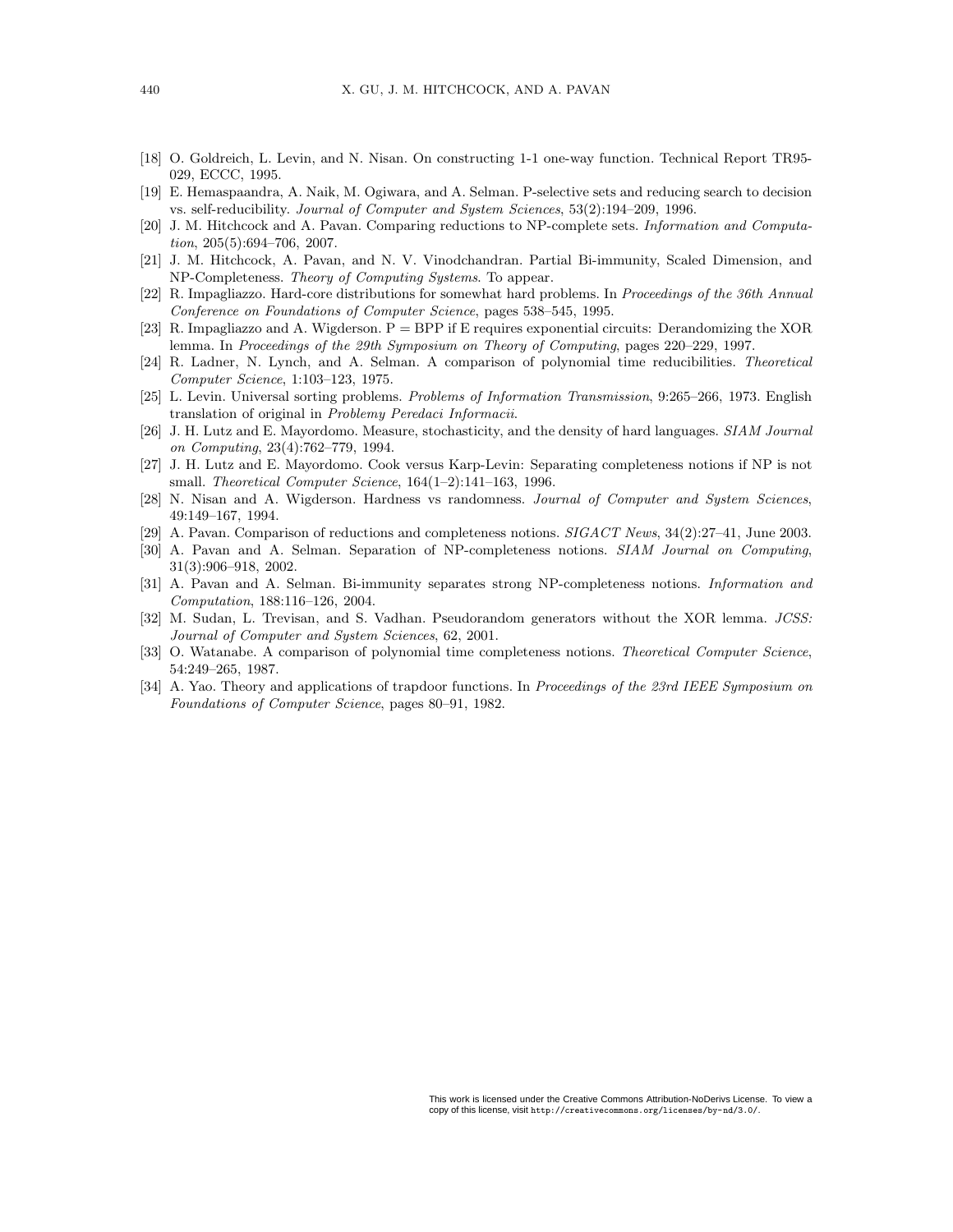[18] O. Goldreich, L. Levin, and N. Nisan. On constructing 1-1 one-way function. Technical Report TR95-029, ECCC, 1995.

[19] E. Hemaspaandra, A. Naik, M. Ogiwara, and A. Selman. P-selective sets and reducing search to decision vs. self-reducibility. *Journal of Computer and System Sciences*, 53(2):194–209, 1996.

[20] J. M. Hitchcock and A. Pavan. Comparing reductions to NP-complete sets. *Information and Computation*, 205(5):694–706, 2007.

[21] J. M. Hitchcock, A. Pavan, and N. V. Vinodchandran. Partial Bi-immunity, Scaled Dimension, and NP-Completeness. *Theory of Computing Systems*. To appear.

[22] R. Impagliazzo. Hard-core distributions for somewhat hard problems. In *Proceedings of the 36th Annual Conference on Foundations of Computer Science*, pages 538–545, 1995.

[23] R. Impagliazzo and A. Wigderson. P = BPP if E requires exponential circuits: Derandomizing the XOR lemma. In *Proceedings of the 29th Symposium on Theory of Computing*, pages 220–229, 1997.

[24] R. Ladner, N. Lynch, and A. Selman. A comparison of polynomial time reducibilities. *Theoretical Computer Science*, 1:103–123, 1975.

[25] L. Levin. Universal sorting problems. *Problems of Information Transmission*, 9:265–266, 1973. English translation of original in *Problemy Peredaci Informacii*.

[26] J. H. Lutz and E. Mayordomo. Measure, stochasticity, and the density of hard languages. *SIAM Journal on Computing*, 23(4):762–779, 1994.

[27] J. H. Lutz and E. Mayordomo. Cook versus Karp-Levin: Separating completeness notions if NP is not small. *Theoretical Computer Science*, 164(1–2):141–163, 1996.

[28] N. Nisan and A. Wigderson. Hardness vs randomness. *Journal of Computer and System Sciences*, 49:149–167, 1994.

[29] A. Pavan. Comparison of reductions and completeness notions. *SIGACT News*, 34(2):27–41, June 2003.

[30] A. Pavan and A. Selman. Separation of NP-completeness notions. *SIAM Journal on Computing*, 31(3):906–918, 2002.

[31] A. Pavan and A. Selman. Bi-immunity separates strong NP-completeness notions. *Information and Computation*, 188:116–126, 2004.

[32] M. Sudan, L. Trevisan, and S. Vadhan. Pseudorandom generators without the XOR lemma. *JCSS: Journal of Computer and System Sciences*, 62, 2001.

[33] O. Watanabe. A comparison of polynomial time completeness notions. *Theoretical Computer Science*, 54:249–265, 1987.

[34] A. Yao. Theory and applications of trapdoor functions. In *Proceedings of the 23rd IEEE Symposium on Foundations of Computer Science*, pages 80–91, 1982.

This work is licensed under the Creative Commons Attribution-NoDerivs License. To view a copy of this license, visit `http://creativecommons.org/licenses/by-nd/3.0/`.